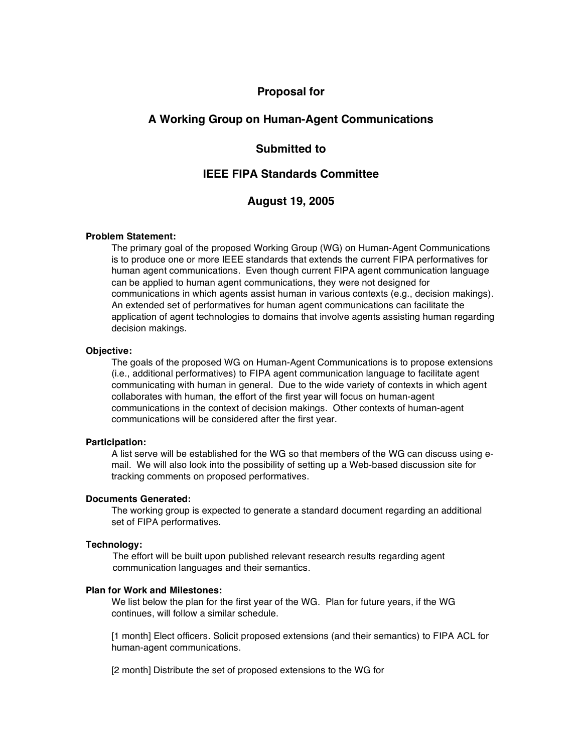# Proposal for

# A Working Group on Human-Agent Communications

## Submitted to

## IEEE FIPA Standards Committee

## August 19, 2005

**Problem Statement:**

The primary goal of the proposed Working Group (WG) on Human-Agent Communications is to produce one or more IEEE standards that extends the current FIPA performatives for human agent communications. Even though current FIPA agent communication language can be applied to human agent communications, they were not designed for communications in which agents assist human in various contexts (e.g., decision makings). An extended set of performatives for human agent communications can facilitate the application of agent technologies to domains that involve agents assisting human regarding decision makings.

**Objective:**

The goals of the proposed WG on Human-Agent Communications is to propose extensions (i.e., additional performatives) to FIPA agent communication language to facilitate agent communicating with human in general. Due to the wide variety of contexts in which agent collaborates with human, the effort of the first year will focus on human-agent communications in the context of decision makings. Other contexts of human-agent communications will be considered after the first year.

**Participation:**

A list serve will be established for the WG so that members of the WG can discuss using e-mail. We will also look into the possibility of setting up a Web-based discussion site for tracking comments on proposed performatives.

**Documents Generated:**

The working group is expected to generate a standard document regarding an additional set of FIPA performatives.

**Technology:**

The effort will be built upon published relevant research results regarding agent communication languages and their semantics.

**Plan for Work and Milestones:**

We list below the plan for the first year of the WG. Plan for future years, if the WG continues, will follow a similar schedule.

[1 month] Elect officers. Solicit proposed extensions (and their semantics) to FIPA ACL for human-agent communications.

[2 month] Distribute the set of proposed extensions to the WG for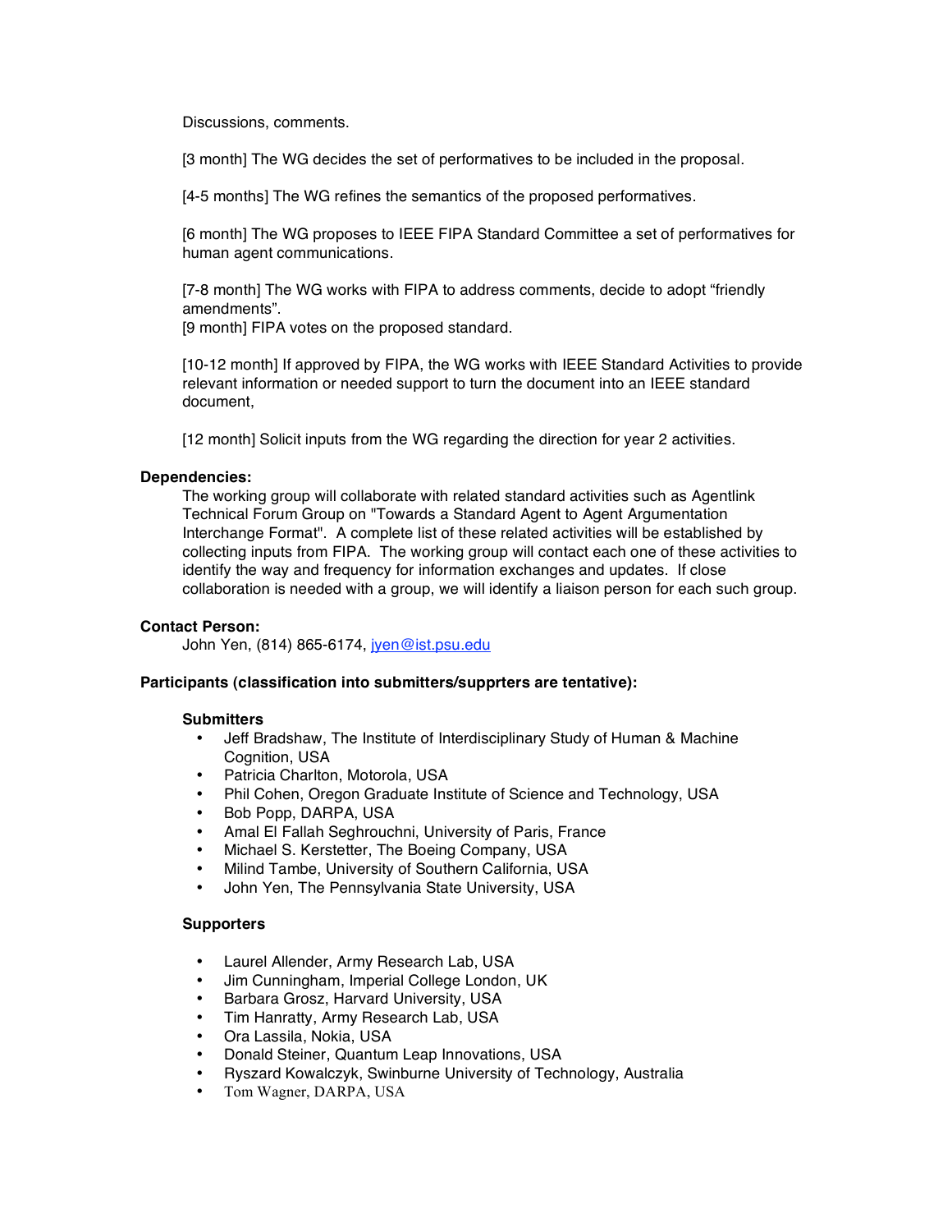Discussions, comments.

[3 month] The WG decides the set of performatives to be included in the proposal.

[4-5 months] The WG refines the semantics of the proposed performatives.

[6 month] The WG proposes to IEEE FIPA Standard Committee a set of performatives for human agent communications.

[7-8 month] The WG works with FIPA to address comments, decide to adopt "friendly amendments".
[9 month] FIPA votes on the proposed standard.

[10-12 month] If approved by FIPA, the WG works with IEEE Standard Activities to provide relevant information or needed support to turn the document into an IEEE standard document,

[12 month] Solicit inputs from the WG regarding the direction for year 2 activities.

**Dependencies:**

The working group will collaborate with related standard activities such as Agentlink Technical Forum Group on "Towards a Standard Agent to Agent Argumentation Interchange Format". A complete list of these related activities will be established by collecting inputs from FIPA. The working group will contact each one of these activities to identify the way and frequency for information exchanges and updates. If close collaboration is needed with a group, we will identify a liaison person for each such group.

**Contact Person:**

John Yen, (814) 865-6174, jyen@ist.psu.edu

**Participants (classification into submitters/supprters are tentative):**

**Submitters**

- Jeff Bradshaw, The Institute of Interdisciplinary Study of Human & Machine Cognition, USA
- Patricia Charlton, Motorola, USA
- Phil Cohen, Oregon Graduate Institute of Science and Technology, USA
- Bob Popp, DARPA, USA
- Amal El Fallah Seghrouchni, University of Paris, France
- Michael S. Kerstetter, The Boeing Company, USA
- Milind Tambe, University of Southern California, USA
- John Yen, The Pennsylvania State University, USA

**Supporters**

- Laurel Allender, Army Research Lab, USA
- Jim Cunningham, Imperial College London, UK
- Barbara Grosz, Harvard University, USA
- Tim Hanratty, Army Research Lab, USA
- Ora Lassila, Nokia, USA
- Donald Steiner, Quantum Leap Innovations, USA
- Ryszard Kowalczyk, Swinburne University of Technology, Australia
- Tom Wagner, DARPA, USA